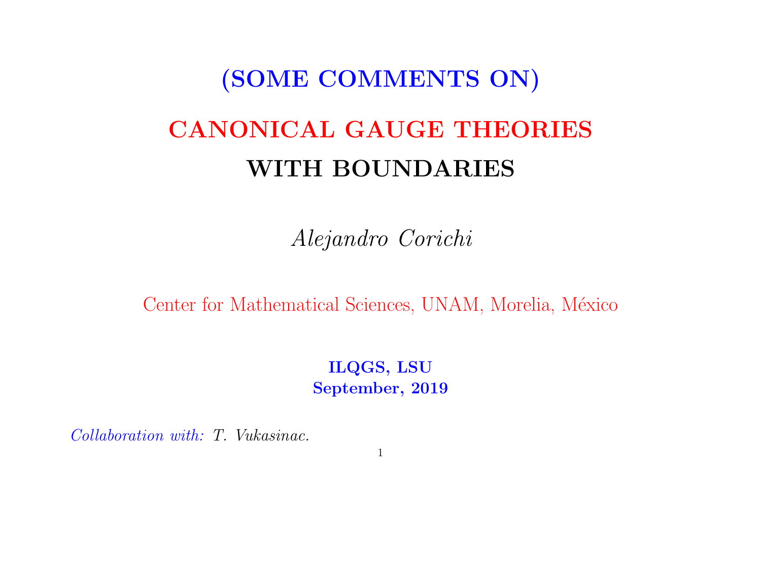# (SOME COMMENTS ON)

# CANONICAL GAUGE THEORIES WITH BOUNDARIES

*Alejandro Corichi*

Center for Mathematical Sciences, UNAM, Morelia, México

**ILQGS, LSU**
**September, 2019**

*Collaboration with:* *T. Vukasinac.*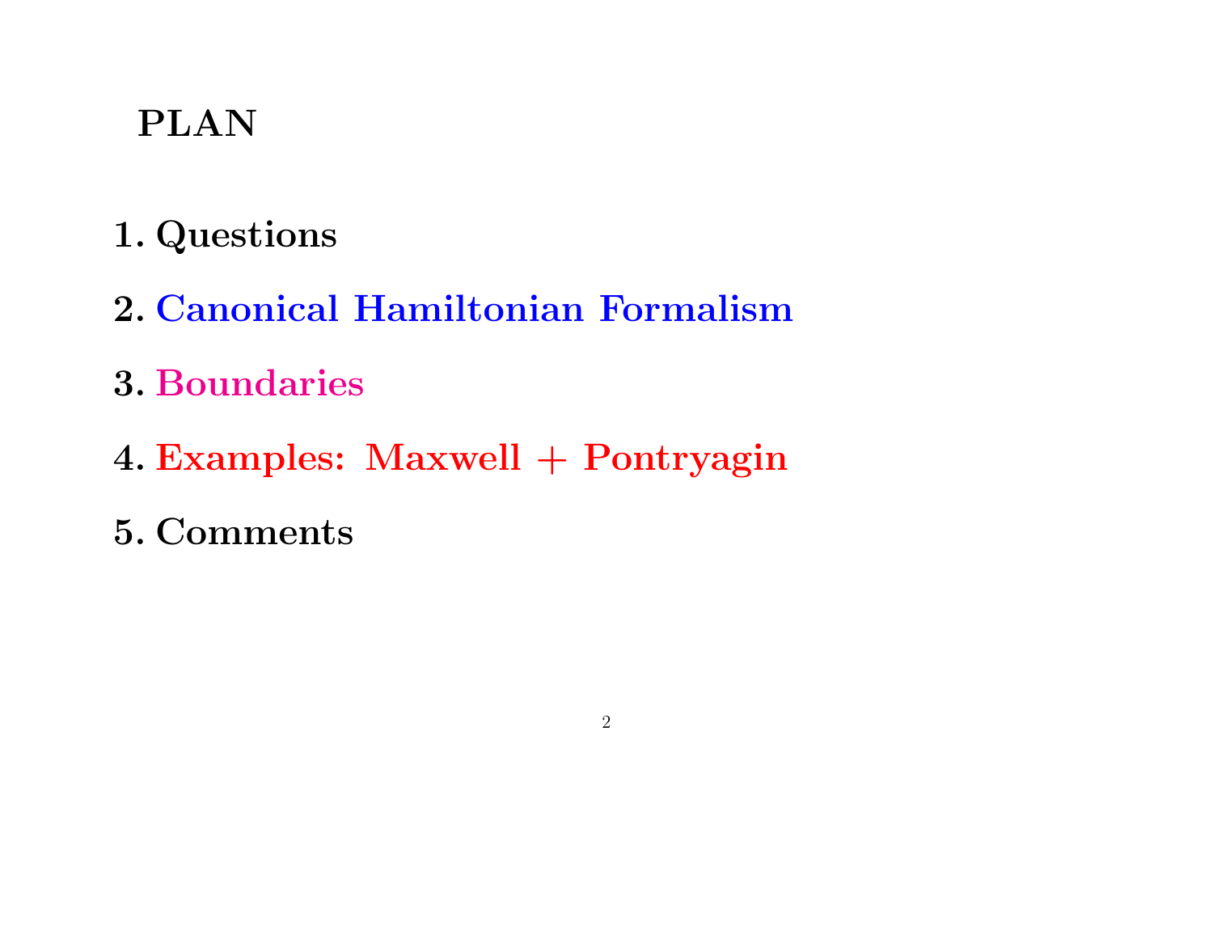# PLAN

**1. Questions**

**2. Canonical Hamiltonian Formalism**

**3. Boundaries**

**4. Examples: Maxwell + Pontryagin**

**5. Comments**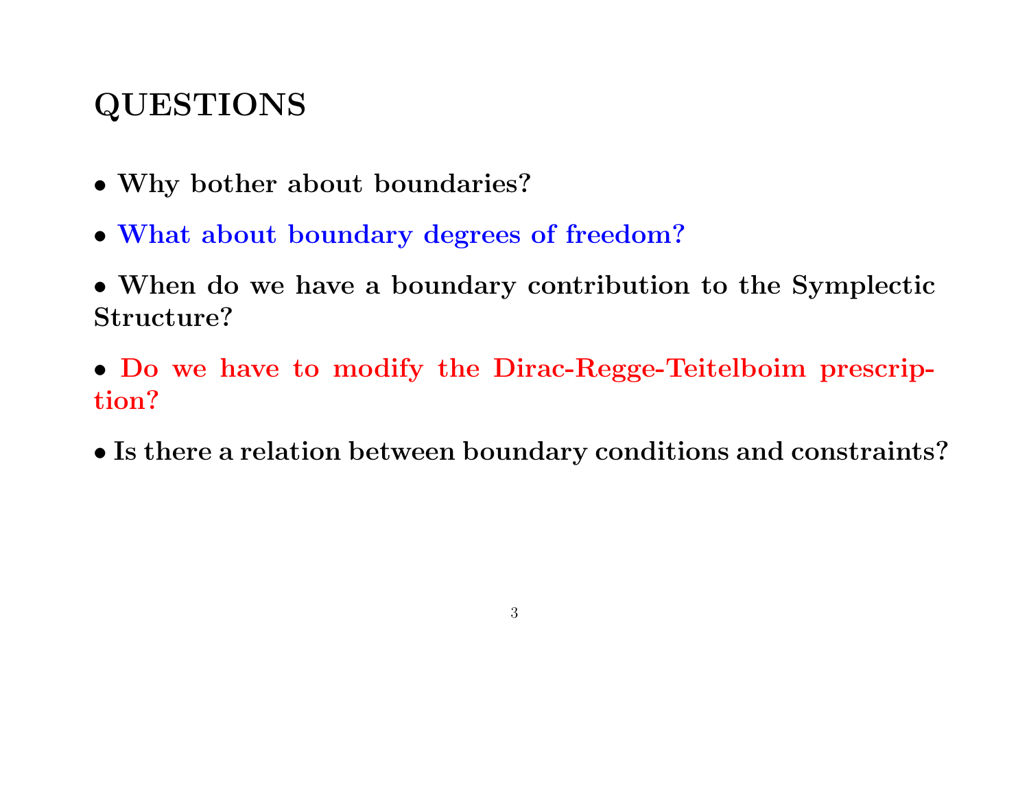# QUESTIONS

- **Why bother about boundaries?**
- **What about boundary degrees of freedom?**
- **When do we have a boundary contribution to the Symplectic Structure?**
- **Do we have to modify the Dirac-Regge-Teitelboim prescription?**
- **Is there a relation between boundary conditions and constraints?**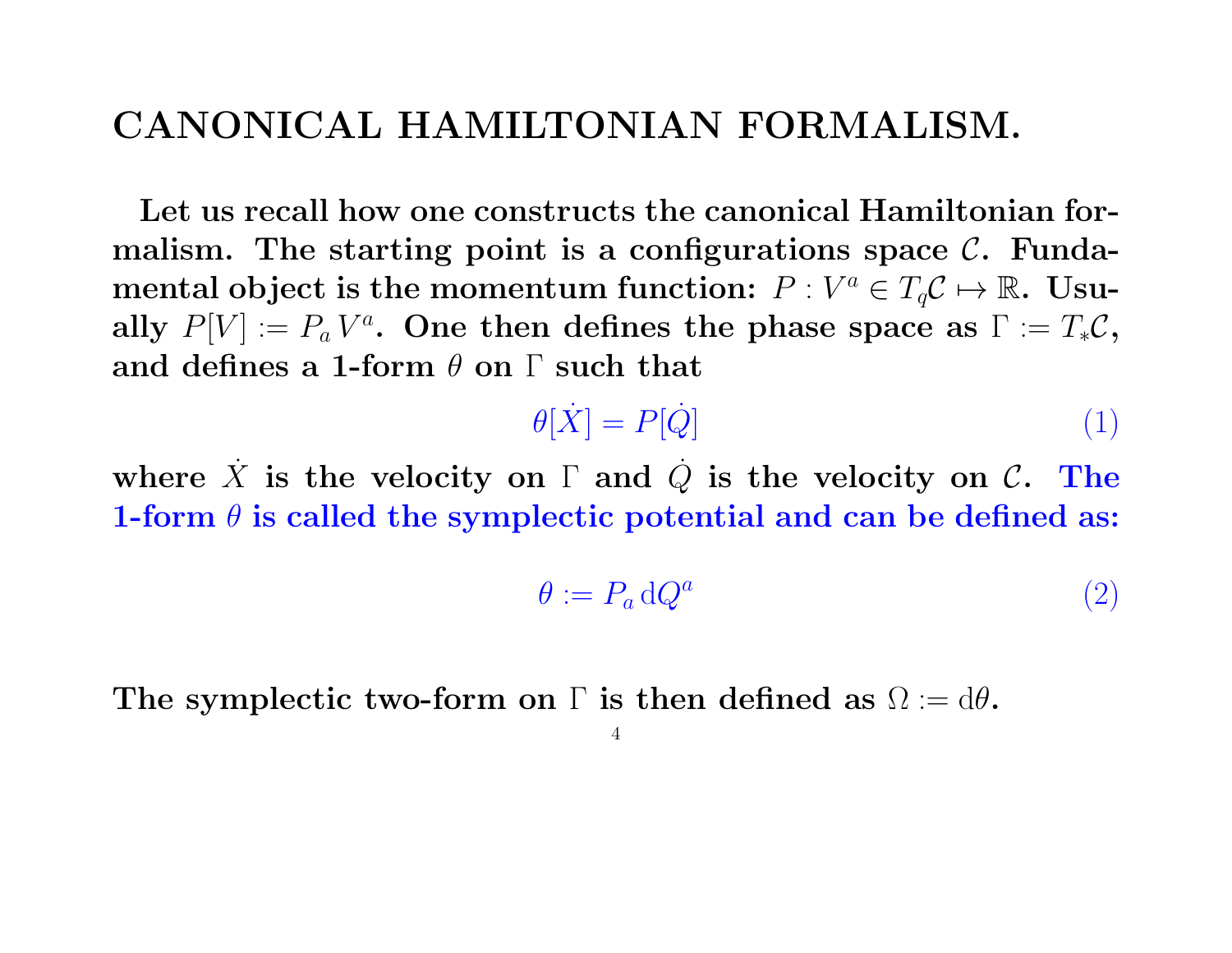# CANONICAL HAMILTONIAN FORMALISM.

Let us recall how one constructs the canonical Hamiltonian formalism. The starting point is a configurations space $\mathcal{C}$. Fundamental object is the momentum function: $P : V^a \in T_q\mathcal{C} \mapsto \mathbb{R}$. Usually $P[V] := P_a V^a$. One then defines the phase space as $\Gamma := T_*\mathcal{C}$, and defines a 1-form $\theta$ on $\Gamma$ such that

$$\theta[\dot{X}] = P[\dot{Q}] \tag{1}$$

where $\dot{X}$ is the velocity on $\Gamma$ and $\dot{Q}$ is the velocity on $\mathcal{C}$. The 1-form $\theta$ is called the symplectic potential and can be defined as:

$$\theta := P_a \, \mathrm{d}Q^a \tag{2}$$

The symplectic two-form on $\Gamma$ is then defined as $\Omega := \mathrm{d}\theta$.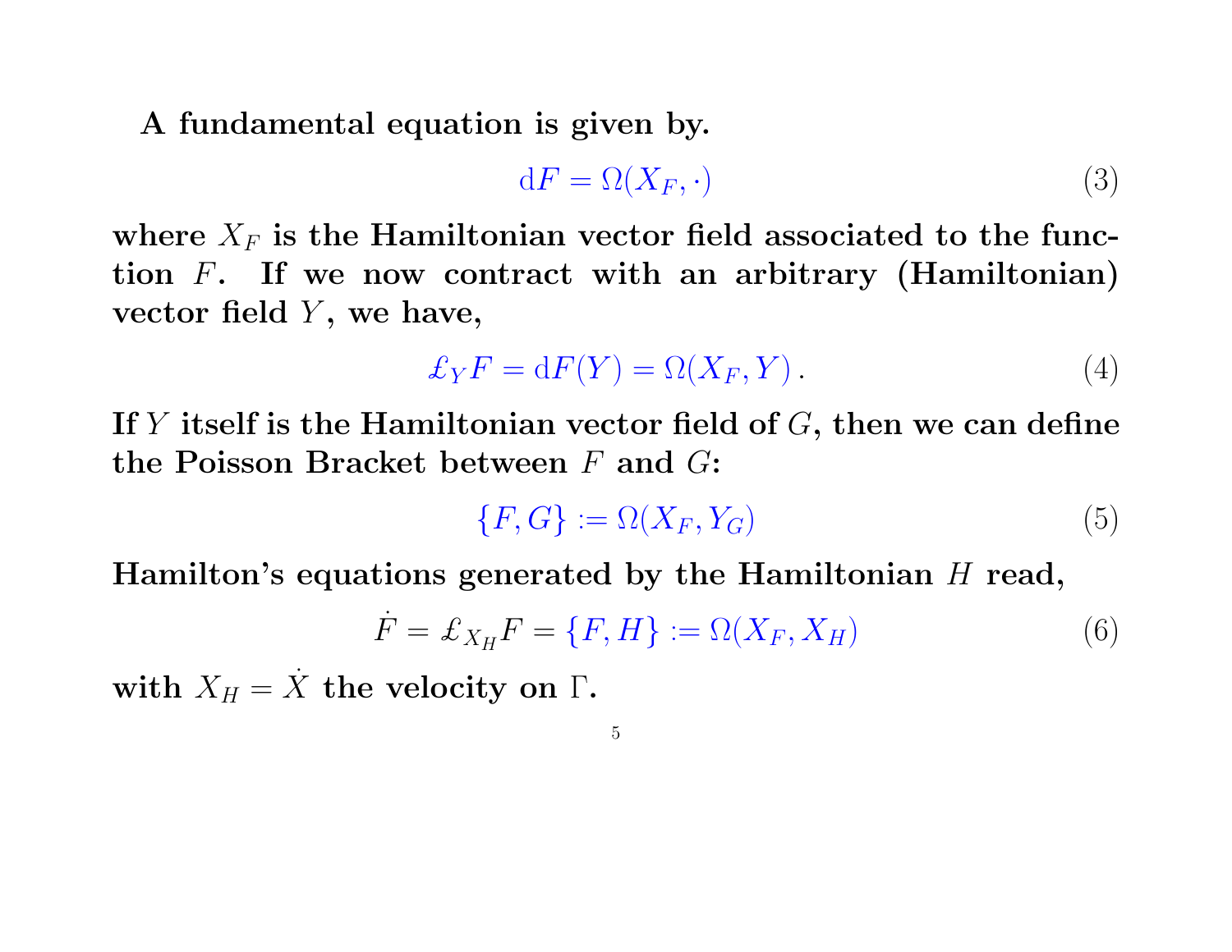**A fundamental equation is given by.**

$$\mathrm{d}F = \Omega(X_F, \cdot) \tag{3}$$

**where $X_F$ is the Hamiltonian vector field associated to the function $F$. If we now contract with an arbitrary (Hamiltonian) vector field $Y$, we have,**

$$\pounds_Y F = \mathrm{d}F(Y) = \Omega(X_F, Y)\,. \tag{4}$$

**If $Y$ itself is the Hamiltonian vector field of $G$, then we can define the Poisson Bracket between $F$ and $G$:**

$$\{F, G\} := \Omega(X_F, Y_G) \tag{5}$$

**Hamilton's equations generated by the Hamiltonian $H$ read,**

$$\dot{F} = \pounds_{X_H} F = \{F, H\} := \Omega(X_F, X_H) \tag{6}$$

**with $X_H = \dot{X}$ the velocity on $\Gamma$.**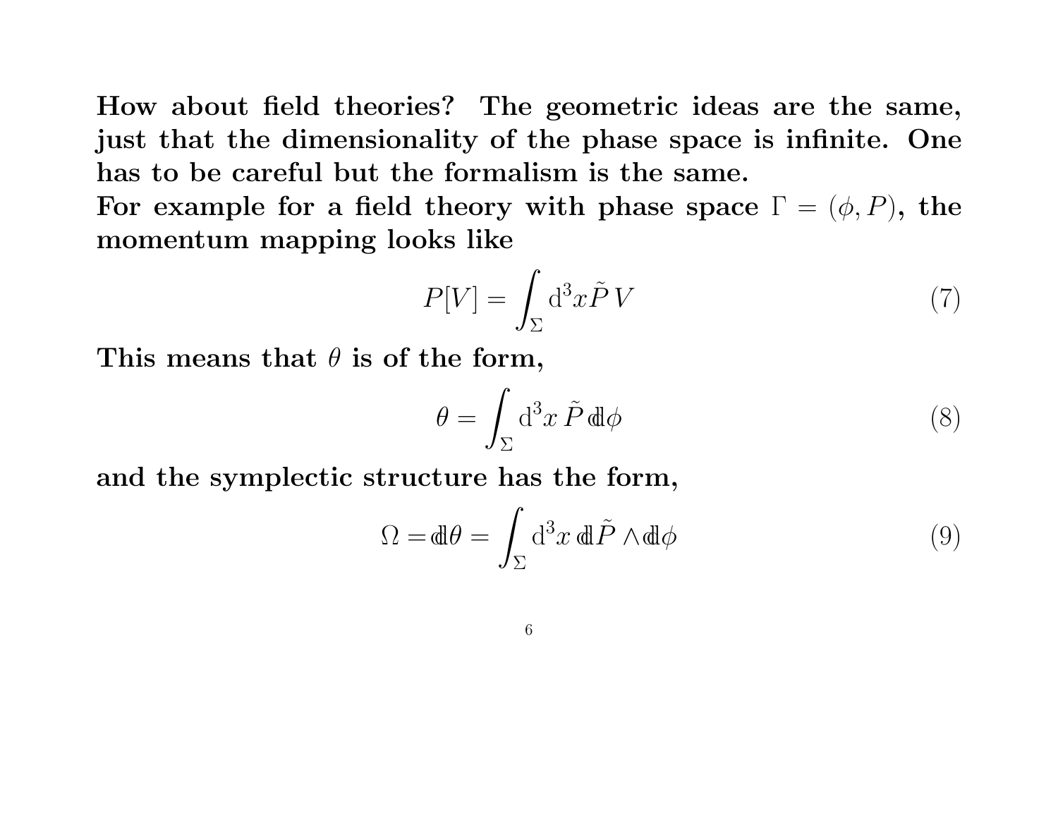**How about field theories? The geometric ideas are the same, just that the dimensionality of the phase space is infinite. One has to be careful but the formalism is the same.**
**For example for a field theory with phase space $\Gamma = (\phi, P)$, the momentum mapping looks like**

$$P[V] = \int_{\Sigma} \mathrm{d}^3 x \tilde{P}\, V \tag{7}$$

**This means that $\theta$ is of the form,**

$$\theta = \int_{\Sigma} \mathrm{d}^3 x\, \tilde{P}\, \mathbb{d}\phi \tag{8}$$

**and the symplectic structure has the form,**

$$\Omega = \mathbb{d}\theta = \int_{\Sigma} \mathrm{d}^3 x\, \mathbb{d}\tilde{P} \wedge \mathbb{d}\phi \tag{9}$$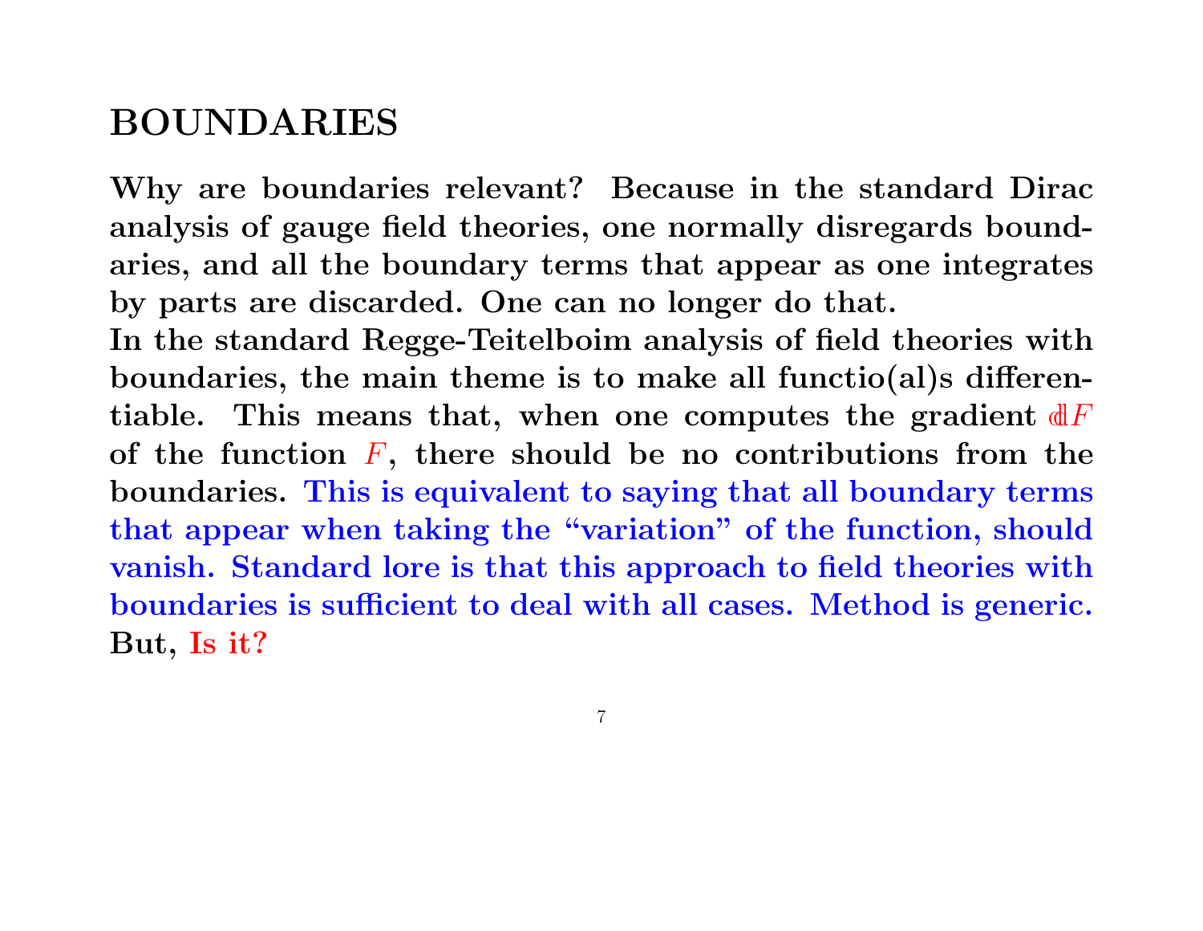# BOUNDARIES

**Why are boundaries relevant? Because in the standard Dirac analysis of gauge field theories, one normally disregards boundaries, and all the boundary terms that appear as one integrates by parts are discarded. One can no longer do that.**
**In the standard Regge-Teitelboim analysis of field theories with boundaries, the main theme is to make all functio(al)s differentiable. This means that, when one computes the gradient $\mathbb{d}F$ of the function $F$, there should be no contributions from the boundaries. This is equivalent to saying that all boundary terms that appear when taking the "variation" of the function, should vanish. Standard lore is that this approach to field theories with boundaries is sufficient to deal with all cases. Method is generic. But, Is it?**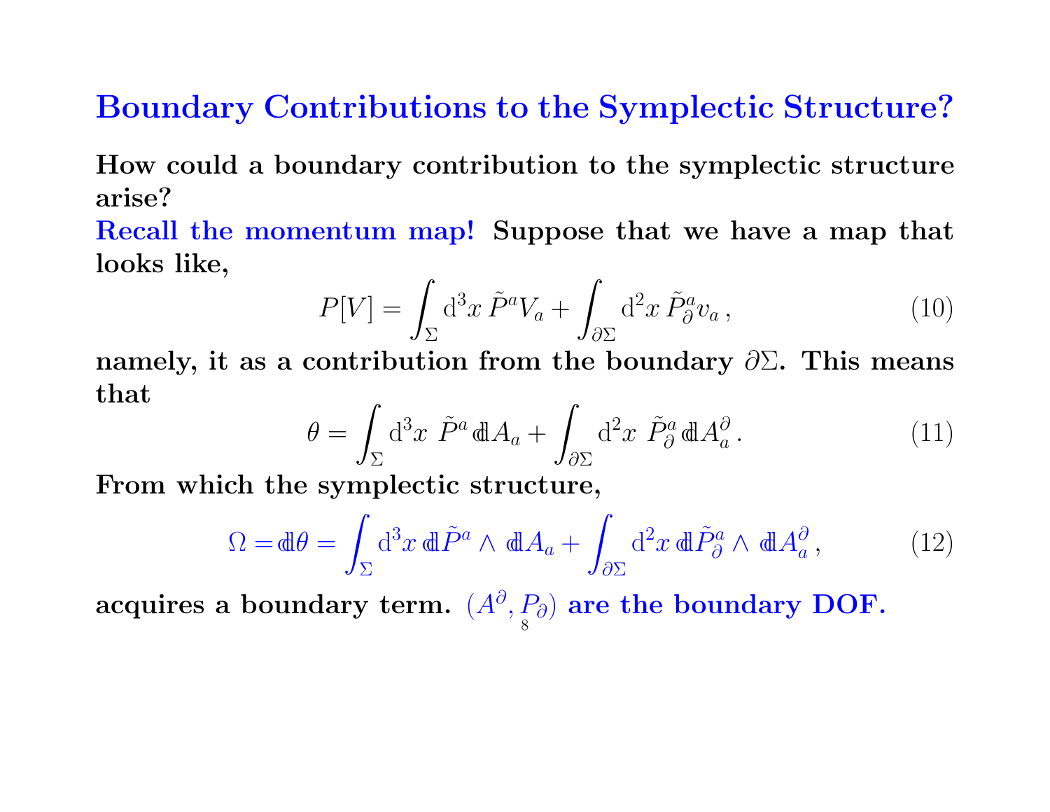# Boundary Contributions to the Symplectic Structure?

**How could a boundary contribution to the symplectic structure arise?**

**Recall the momentum map! Suppose that we have a map that looks like,**

$$P[V] = \int_{\Sigma} \mathrm{d}^3x\, \tilde{P}^a V_a + \int_{\partial\Sigma} \mathrm{d}^2x\, \tilde{P}^a_{\partial} v_a\,, \tag{10}$$

**namely, it as a contribution from the boundary $\partial\Sigma$. This means that**

$$\theta = \int_{\Sigma} \mathrm{d}^3x\ \tilde{P}^a\, \mathbb{d}A_a + \int_{\partial\Sigma} \mathrm{d}^2x\ \tilde{P}^a_{\partial}\, \mathbb{d}A^{\partial}_a\,. \tag{11}$$

**From which the symplectic structure,**

$$\Omega = \mathbb{d}\theta = \int_{\Sigma} \mathrm{d}^3x\, \mathbb{d}\tilde{P}^a \wedge \mathbb{d}A_a + \int_{\partial\Sigma} \mathrm{d}^2x\, \mathbb{d}\tilde{P}^a_{\partial} \wedge \mathbb{d}A^{\partial}_a\,, \tag{12}$$

**acquires a boundary term. $(A^{\partial}, P_{\partial})$ are the boundary DOF.**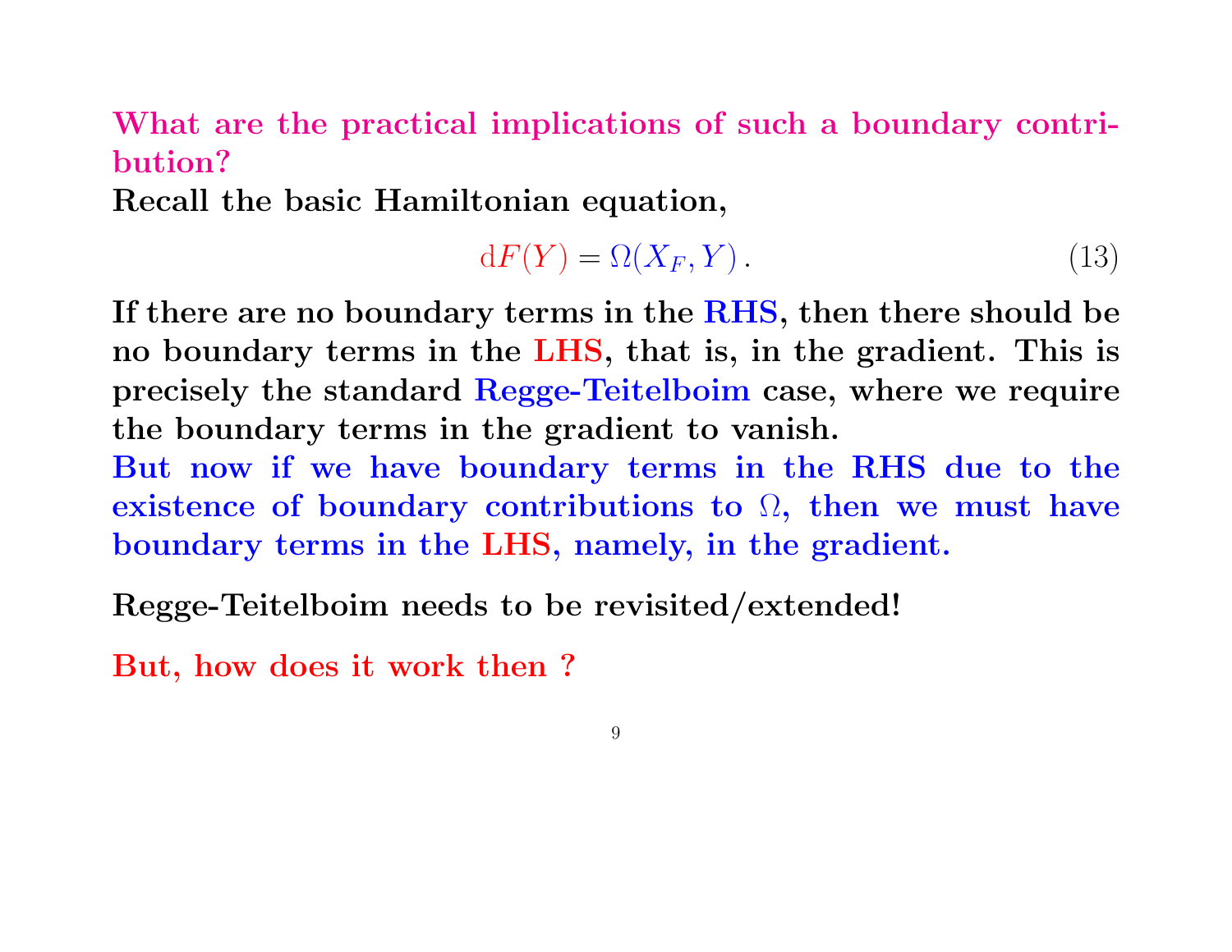**What are the practical implications of such a boundary contribution?**

**Recall the basic Hamiltonian equation,**

$$\mathrm{d}F(Y) = \Omega(X_F, Y)\,. \tag{13}$$

**If there are no boundary terms in the RHS, then there should be no boundary terms in the LHS, that is, in the gradient. This is precisely the standard Regge-Teitelboim case, where we require the boundary terms in the gradient to vanish.**

**But now if we have boundary terms in the RHS due to the existence of boundary contributions to $\Omega$, then we must have boundary terms in the LHS, namely, in the gradient.**

**Regge-Teitelboim needs to be revisited/extended!**

**But, how does it work then ?**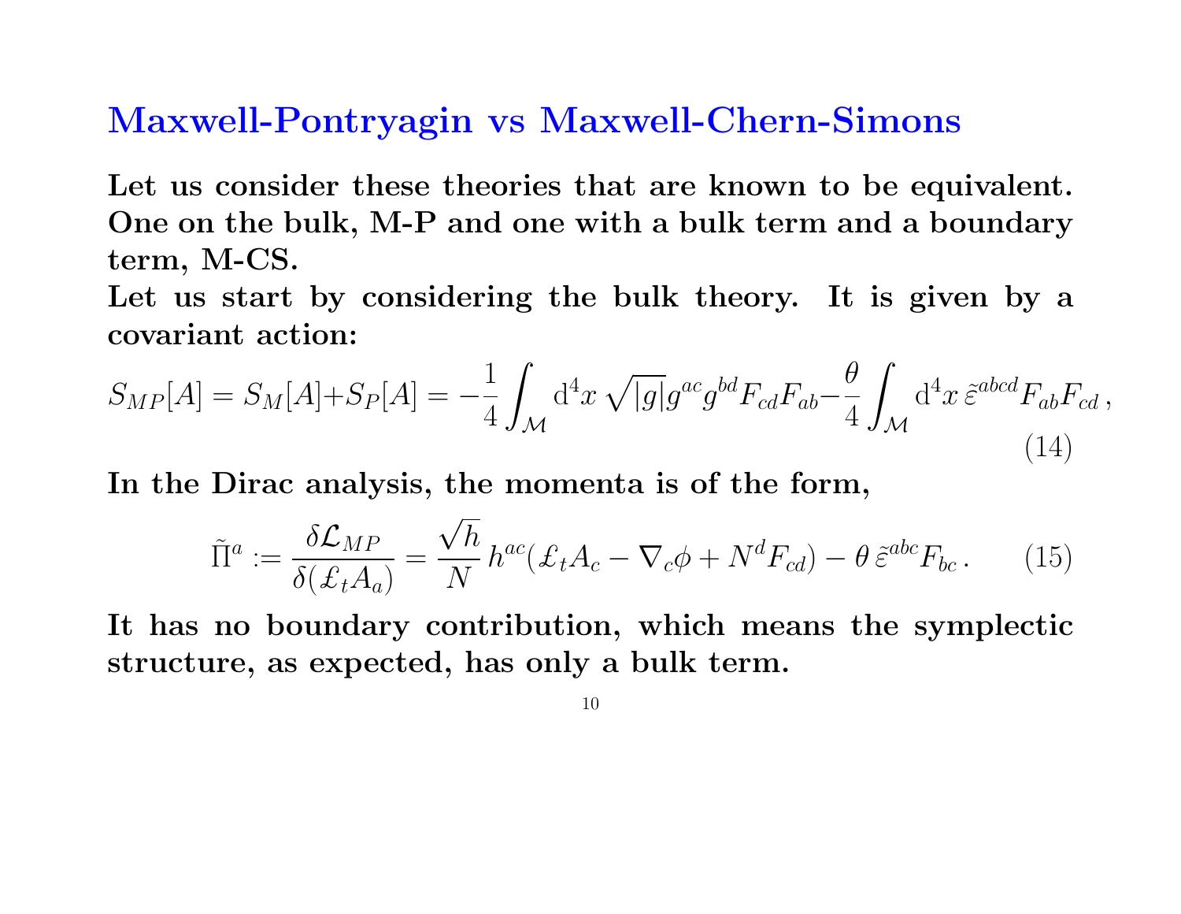# Maxwell-Pontryagin vs Maxwell-Chern-Simons

**Let us consider these theories that are known to be equivalent. One on the bulk, M-P and one with a bulk term and a boundary term, M-CS.**

**Let us start by considering the bulk theory. It is given by a covariant action:**

$$S_{MP}[A] = S_M[A] + S_P[A] = -\frac{1}{4}\int_{\mathcal{M}} \mathrm{d}^4x\,\sqrt{|g|}g^{ac}g^{bd}F_{cd}F_{ab} - \frac{\theta}{4}\int_{\mathcal{M}} \mathrm{d}^4x\,\tilde{\varepsilon}^{abcd}F_{ab}F_{cd}\,, \tag{14}$$

**In the Dirac analysis, the momenta is of the form,**

$$\tilde{\Pi}^a := \frac{\delta\mathcal{L}_{MP}}{\delta(\pounds_t A_a)} = \frac{\sqrt{h}}{N}\,h^{ac}(\pounds_t A_c - \nabla_c\phi + N^d F_{cd}) - \theta\,\tilde{\varepsilon}^{abc}F_{bc}\,. \tag{15}$$

**It has no boundary contribution, which means the symplectic structure, as expected, has only a bulk term.**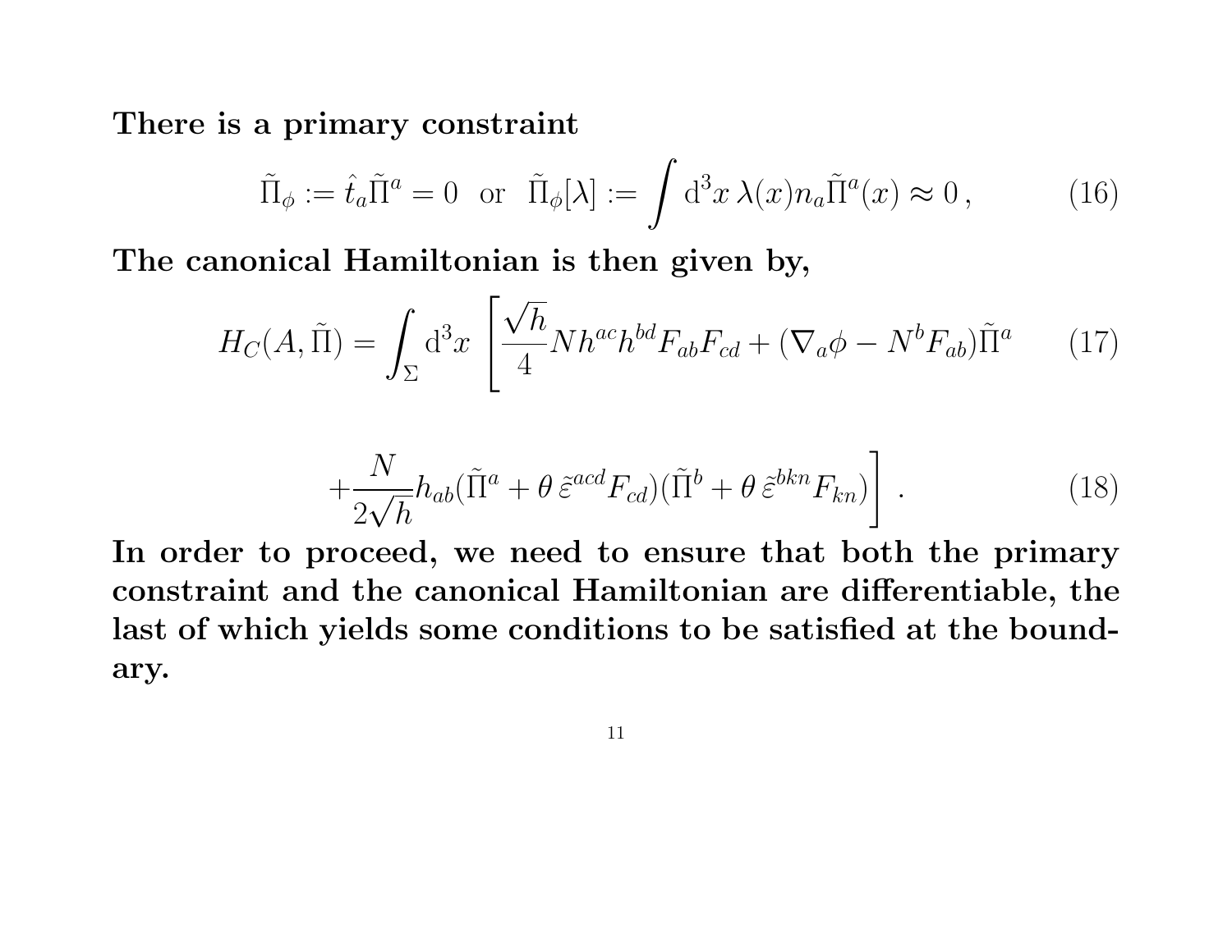**There is a primary constraint**

$$\tilde{\Pi}_\phi := \hat{t}_a \tilde{\Pi}^a = 0 \quad \text{or} \quad \tilde{\Pi}_\phi[\lambda] := \int \mathrm{d}^3x \, \lambda(x) n_a \tilde{\Pi}^a(x) \approx 0 \,, \tag{16}$$

**The canonical Hamiltonian is then given by,**

$$H_C(A, \tilde{\Pi}) = \int_\Sigma \mathrm{d}^3x \, \left[ \frac{\sqrt{h}}{4} N h^{ac} h^{bd} F_{ab} F_{cd} + (\nabla_a \phi - N^b F_{ab}) \tilde{\Pi}^a \right. \tag{17}$$

$$\left. + \frac{N}{2\sqrt{h}} h_{ab} (\tilde{\Pi}^a + \theta \, \tilde{\varepsilon}^{acd} F_{cd})(\tilde{\Pi}^b + \theta \, \tilde{\varepsilon}^{bkn} F_{kn}) \right] \,. \tag{18}$$

**In order to proceed, we need to ensure that both the primary constraint and the canonical Hamiltonian are differentiable, the last of which yields some conditions to be satisfied at the boundary.**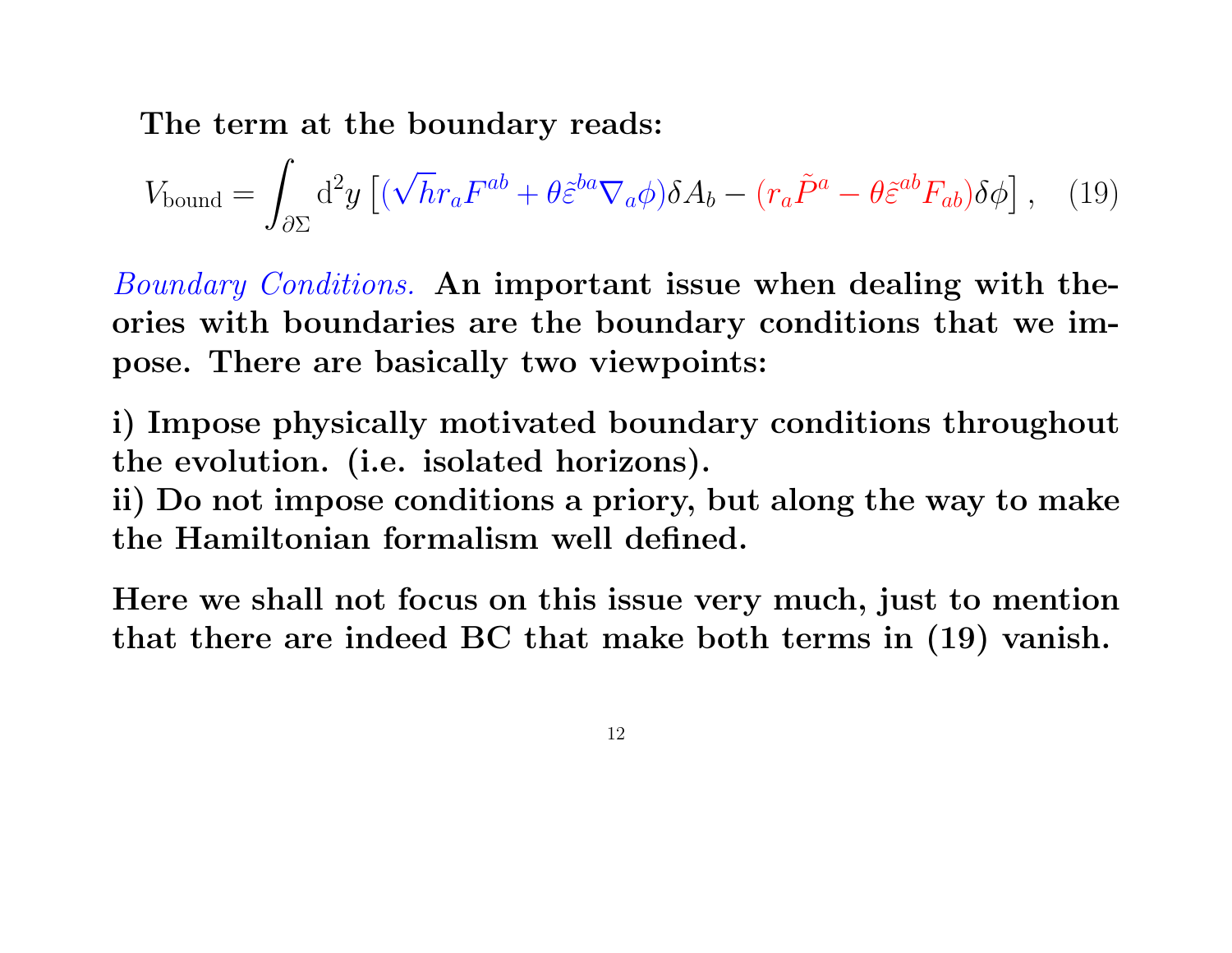**The term at the boundary reads:**

$$V_{\rm bound} = \int_{\partial\Sigma} {\rm d}^2 y \left[ (\sqrt{h} r_a F^{ab} + \theta \tilde{\varepsilon}^{ba} \nabla_a \phi) \delta A_b - (r_a \tilde{P}^a - \theta \tilde{\varepsilon}^{ab} F_{ab}) \delta\phi \right], \quad (19)$$

*Boundary Conditions.* **An important issue when dealing with theories with boundaries are the boundary conditions that we impose. There are basically two viewpoints:**

**i) Impose physically motivated boundary conditions throughout the evolution. (i.e. isolated horizons).**
**ii) Do not impose conditions a priory, but along the way to make the Hamiltonian formalism well defined.**

**Here we shall not focus on this issue very much, just to mention that there are indeed BC that make both terms in (19) vanish.**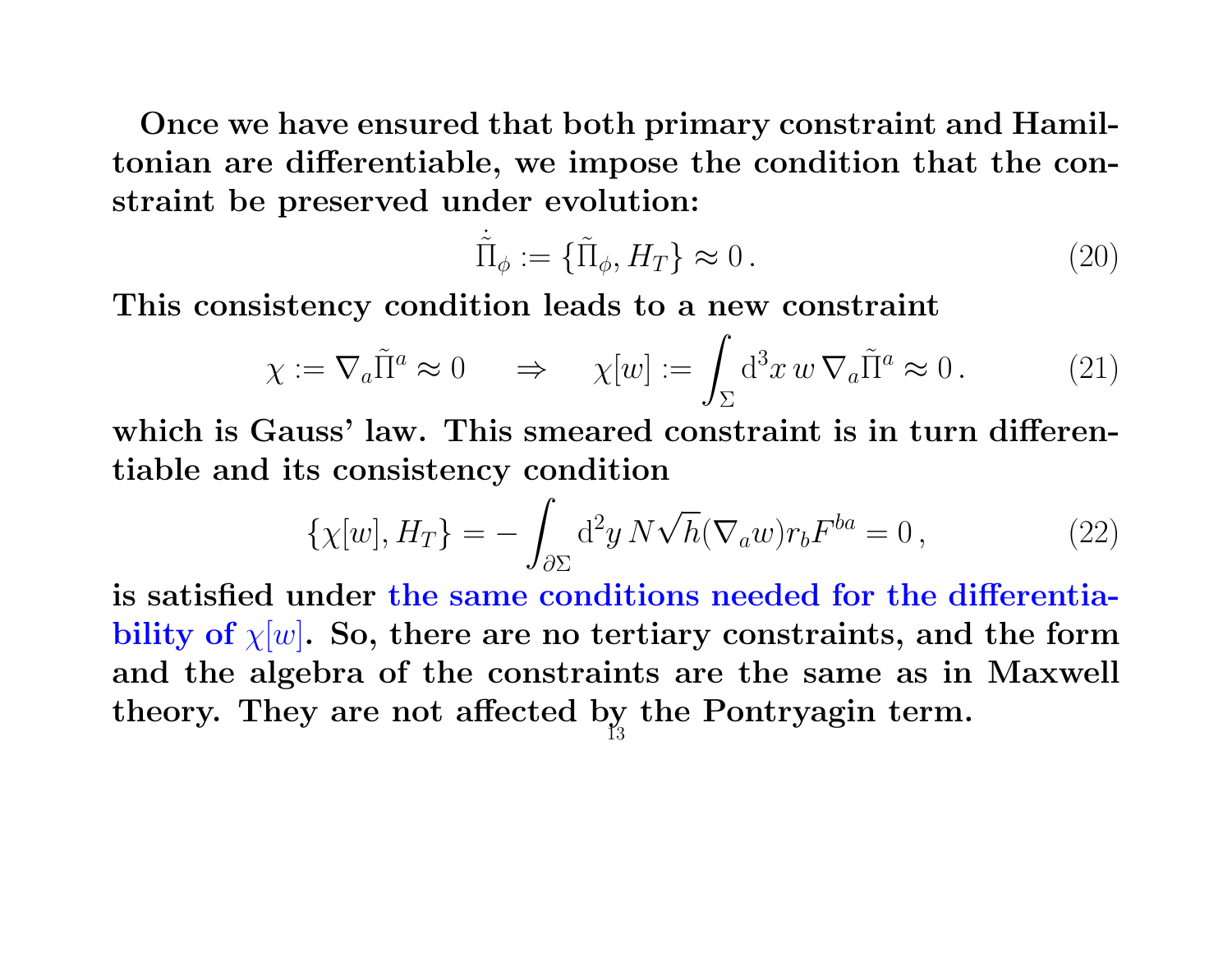**Once we have ensured that both primary constraint and Hamiltonian are differentiable, we impose the condition that the constraint be preserved under evolution:**

$$\dot{\tilde{\Pi}}_\phi := \{\tilde{\Pi}_\phi, H_T\} \approx 0 \,. \tag{20}$$

**This consistency condition leads to a new constraint**

$$\chi := \nabla_a \tilde{\Pi}^a \approx 0 \quad \Rightarrow \quad \chi[w] := \int_\Sigma \mathrm{d}^3x \, w \, \nabla_a \tilde{\Pi}^a \approx 0 \,. \tag{21}$$

**which is Gauss' law. This smeared constraint is in turn differentiable and its consistency condition**

$$\{\chi[w], H_T\} = -\int_{\partial\Sigma} \mathrm{d}^2y \, N\sqrt{h}(\nabla_a w) r_b F^{ba} = 0 \,, \tag{22}$$

**is satisfied under the same conditions needed for the differentiability of $\chi[w]$. So, there are no tertiary constraints, and the form and the algebra of the constraints are the same as in Maxwell theory. They are not affected by the Pontryagin term.**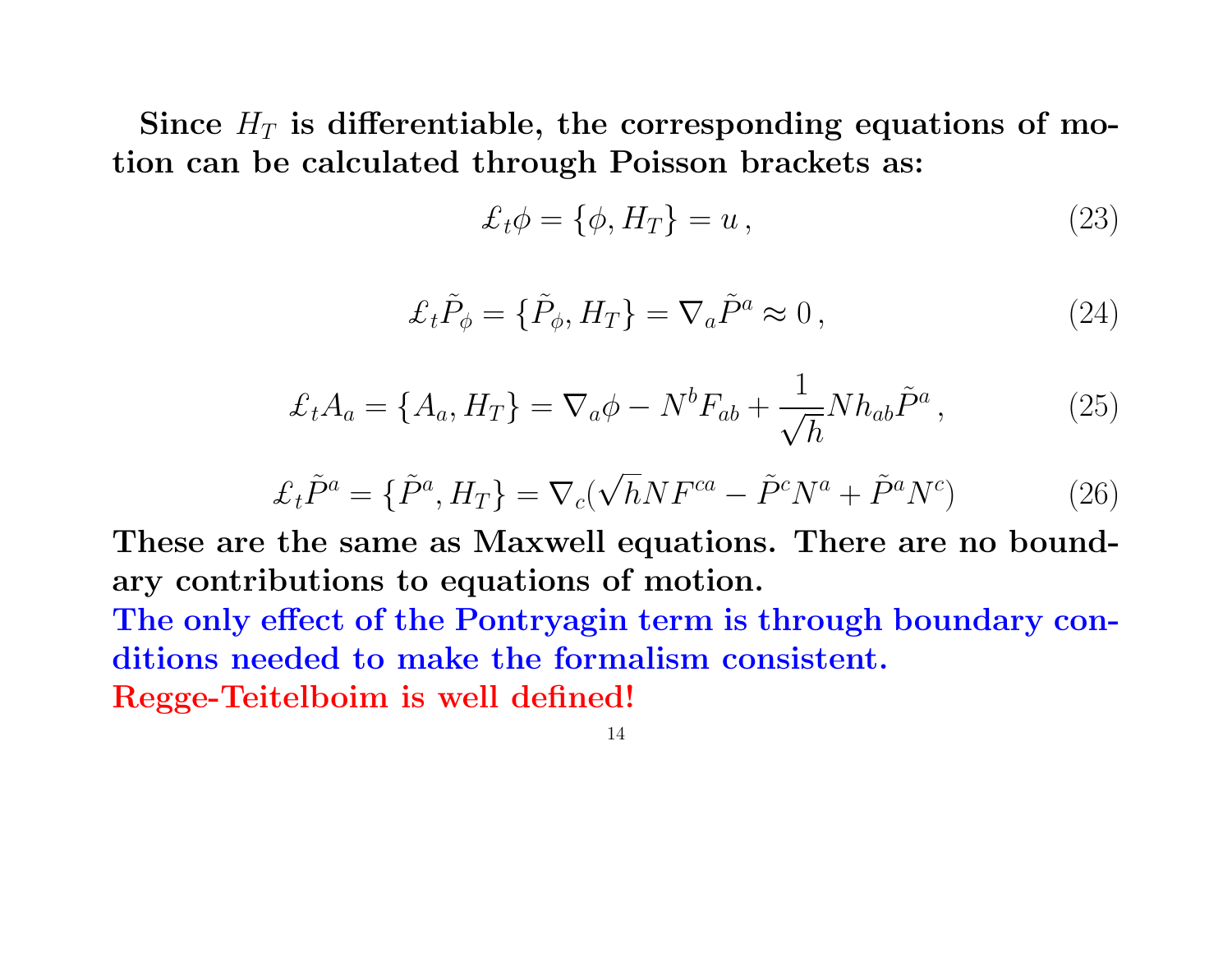**Since $H_T$ is differentiable, the corresponding equations of motion can be calculated through Poisson brackets as:**

$$\pounds_t \phi = \{\phi, H_T\} = u\,, \tag{23}$$

$$\pounds_t \tilde{P}_\phi = \{\tilde{P}_\phi, H_T\} = \nabla_a \tilde{P}^a \approx 0\,, \tag{24}$$

$$\pounds_t A_a = \{A_a, H_T\} = \nabla_a \phi - N^b F_{ab} + \frac{1}{\sqrt{h}} N h_{ab} \tilde{P}^a\,, \tag{25}$$

$$\pounds_t \tilde{P}^a = \{\tilde{P}^a, H_T\} = \nabla_c(\sqrt{h} N F^{ca} - \tilde{P}^c N^a + \tilde{P}^a N^c) \tag{26}$$

**These are the same as Maxwell equations. There are no boundary contributions to equations of motion.**

**The only effect of the Pontryagin term is through boundary conditions needed to make the formalism consistent.**

**Regge-Teitelboim is well defined!**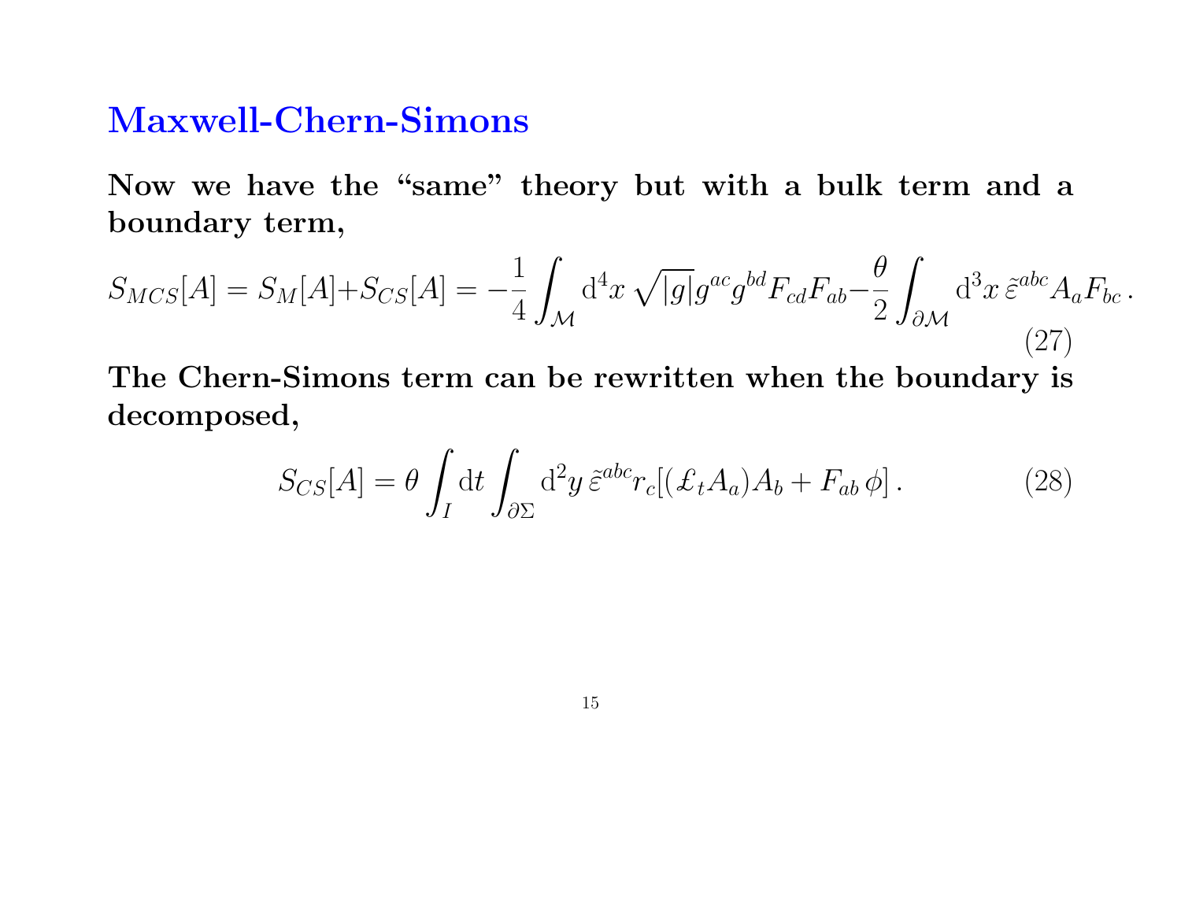## Maxwell-Chern-Simons

**Now we have the "same" theory but with a bulk term and a boundary term,**

$$S_{MCS}[A] = S_M[A] + S_{CS}[A] = -\frac{1}{4}\int_{\mathcal{M}} \mathrm{d}^4x \, \sqrt{|g|} g^{ac} g^{bd} F_{cd} F_{ab} - \frac{\theta}{2}\int_{\partial\mathcal{M}} \mathrm{d}^3x \, \tilde{\varepsilon}^{abc} A_a F_{bc} \,. \tag{27}$$

**The Chern-Simons term can be rewritten when the boundary is decomposed,**

$$S_{CS}[A] = \theta \int_I \mathrm{d}t \int_{\partial\Sigma} \mathrm{d}^2y \, \tilde{\varepsilon}^{abc} r_c [(\pounds_t A_a) A_b + F_{ab}\, \phi] \,. \tag{28}$$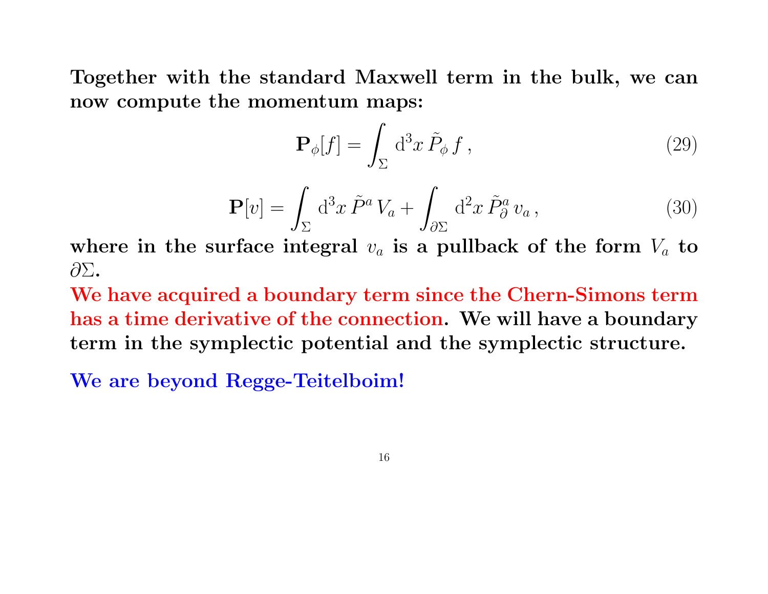**Together with the standard Maxwell term in the bulk, we can now compute the momentum maps:**

$$\mathbf{P}_{\phi}[f] = \int_{\Sigma} \mathrm{d}^3x\, \tilde{P}_{\phi}\, f\,, \tag{29}$$

$$\mathbf{P}[v] = \int_{\Sigma} \mathrm{d}^3x\, \tilde{P}^{a}\, V_a + \int_{\partial\Sigma} \mathrm{d}^2x\, \tilde{P}^{a}_{\partial}\, v_a\,, \tag{30}$$

**where in the surface integral $v_a$ is a pullback of the form $V_a$ to $\partial\Sigma$.**

**We have acquired a boundary term since the Chern-Simons term has a time derivative of the connection. We will have a boundary term in the symplectic potential and the symplectic structure.**

**We are beyond Regge-Teitelboim!**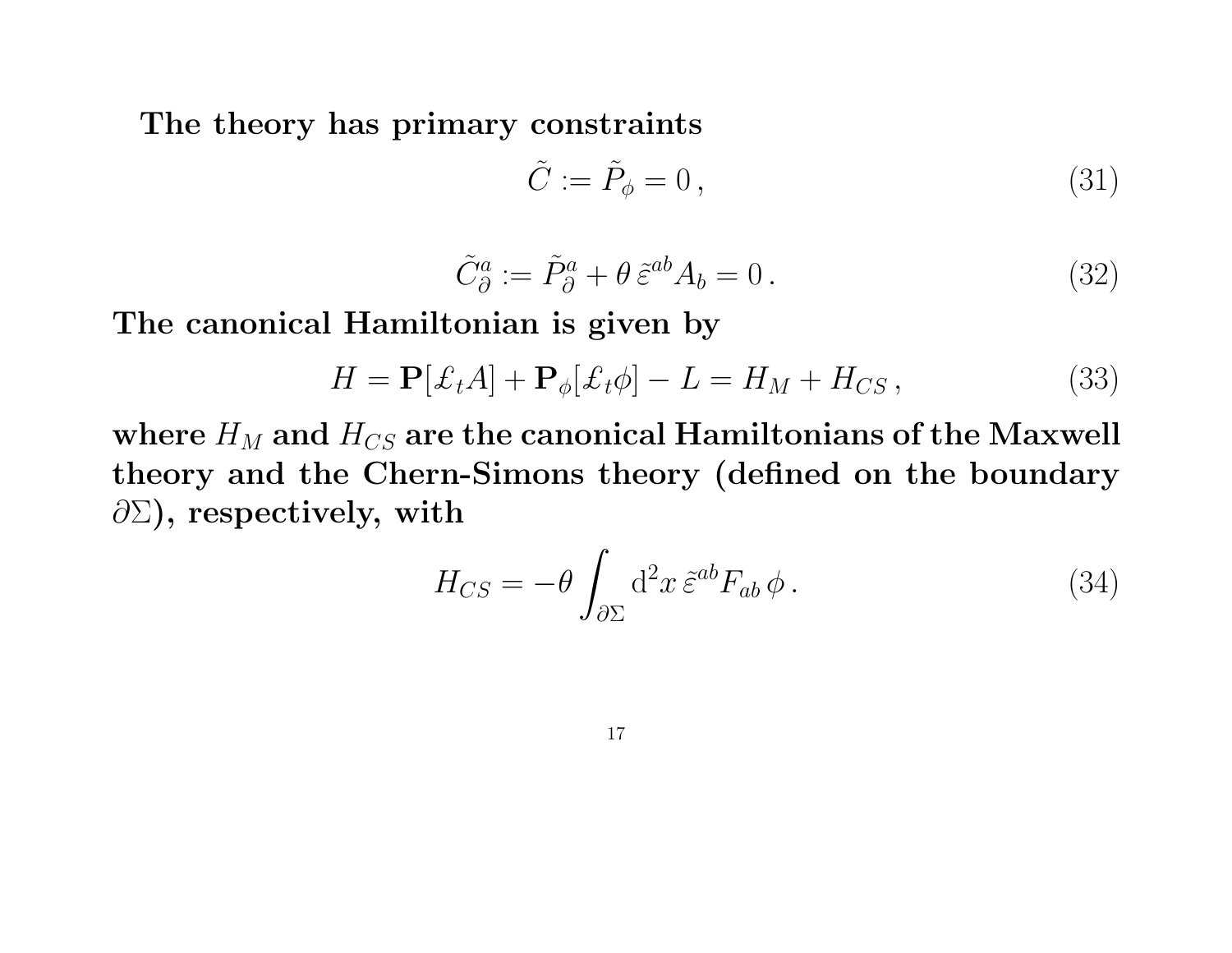**The theory has primary constraints**

$$\tilde{C} := \tilde{P}_\phi = 0\,, \tag{31}$$

$$\tilde{C}^a_\partial := \tilde{P}^a_\partial + \theta\,\tilde{\varepsilon}^{ab} A_b = 0\,. \tag{32}$$

**The canonical Hamiltonian is given by**

$$H = \mathbf{P}[\pounds_t A] + \mathbf{P}_\phi[\pounds_t \phi] - L = H_M + H_{CS}\,, \tag{33}$$

**where $H_M$ and $H_{CS}$ are the canonical Hamiltonians of the Maxwell theory and the Chern-Simons theory (defined on the boundary $\partial\Sigma$), respectively, with**

$$H_{CS} = -\theta \int_{\partial\Sigma} \mathrm{d}^2x\, \tilde{\varepsilon}^{ab} F_{ab}\, \phi\,. \tag{34}$$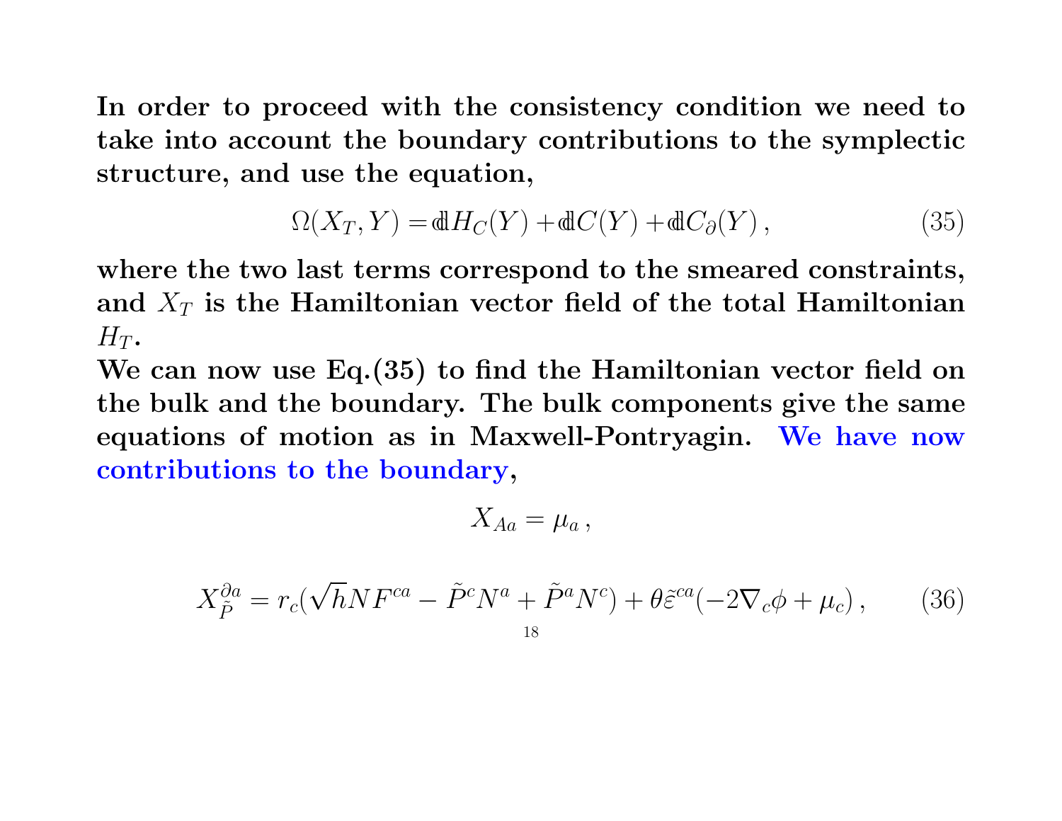**In order to proceed with the consistency condition we need to take into account the boundary contributions to the symplectic structure, and use the equation,**

$$\Omega(X_T, Y) = \mathbb{d}H_C(Y) + \mathbb{d}C(Y) + \mathbb{d}C_\partial(Y)\,, \tag{35}$$

**where the two last terms correspond to the smeared constraints, and $X_T$ is the Hamiltonian vector field of the total Hamiltonian $H_T$.**

**We can now use Eq.(35) to find the Hamiltonian vector field on the bulk and the boundary. The bulk components give the same equations of motion as in Maxwell-Pontryagin. We have now contributions to the boundary,**

$$X_{Aa} = \mu_a\,,$$

$$X^{\partial a}_{\tilde{P}} = r_c(\sqrt{h} N F^{ca} - \tilde{P}^c N^a + \tilde{P}^a N^c) + \theta \tilde{\varepsilon}^{ca}(-2\nabla_c \phi + \mu_c)\,, \tag{36}$$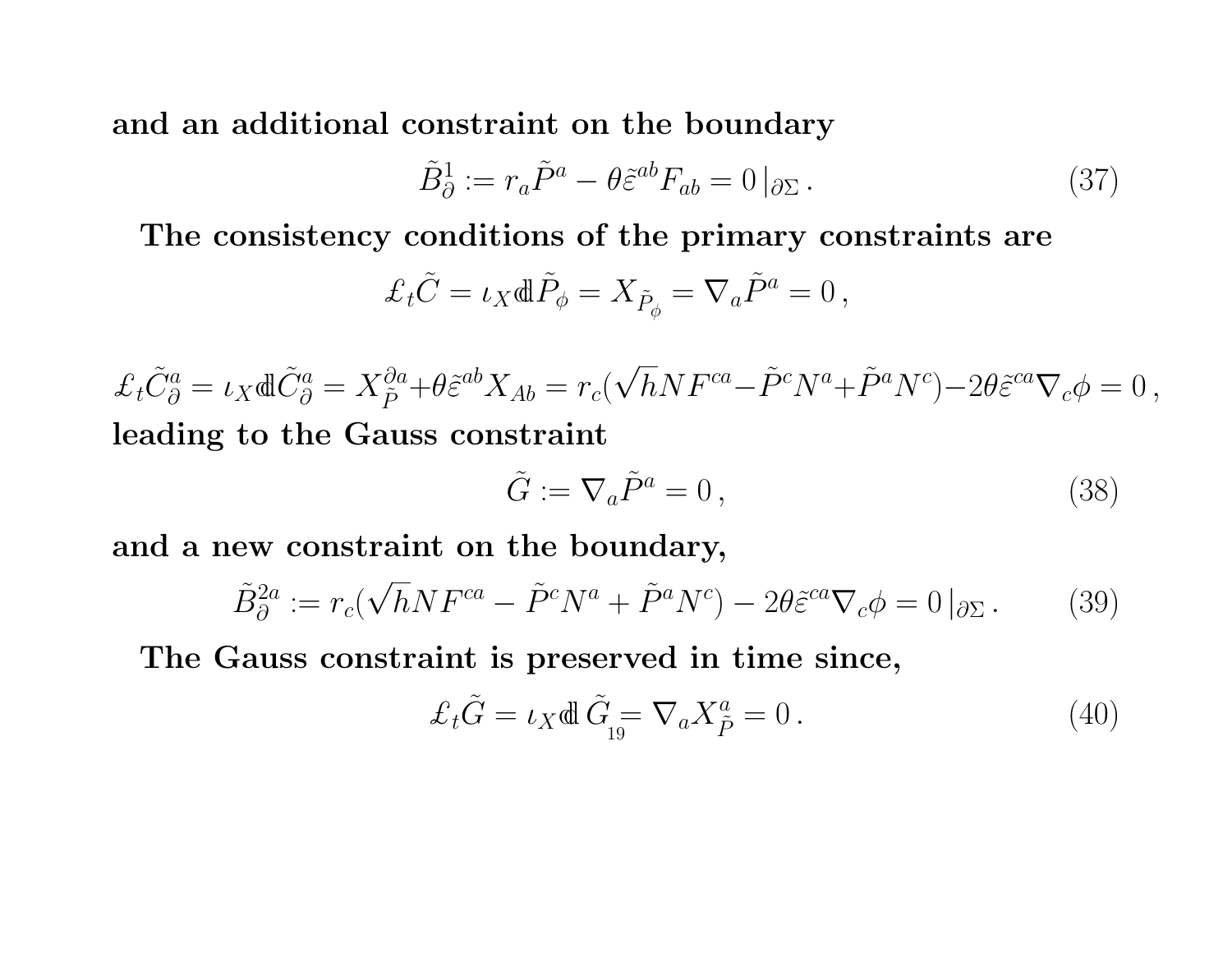**and an additional constraint on the boundary**

$$\tilde{B}^1_\partial := r_a \tilde{P}^a - \theta \tilde{\varepsilon}^{ab} F_{ab} = 0 \,|_{\partial\Sigma} \,. \tag{37}$$

**The consistency conditions of the primary constraints are**

$$\pounds_t \tilde{C} = \iota_X \mathbb{d} \tilde{P}_\phi = X_{\tilde{P}_\phi} = \nabla_a \tilde{P}^a = 0 \,,$$

$$\pounds_t \tilde{C}^a_\partial = \iota_X \mathbb{d} \tilde{C}^a_\partial = X^{\partial a}_{\tilde{P}} + \theta \tilde{\varepsilon}^{ab} X_{Ab} = r_c(\sqrt{h} N F^{ca} - \tilde{P}^c N^a + \tilde{P}^a N^c) - 2\theta \tilde{\varepsilon}^{ca} \nabla_c \phi = 0 \,,$$

**leading to the Gauss constraint**

$$\tilde{G} := \nabla_a \tilde{P}^a = 0 \,, \tag{38}$$

**and a new constraint on the boundary,**

$$\tilde{B}^{2a}_\partial := r_c(\sqrt{h} N F^{ca} - \tilde{P}^c N^a + \tilde{P}^a N^c) - 2\theta \tilde{\varepsilon}^{ca} \nabla_c \phi = 0 \,|_{\partial\Sigma} \,. \tag{39}$$

**The Gauss constraint is preserved in time since,**

$$\pounds_t \tilde{G} = \iota_X \mathbb{d} \, \tilde{G} = \nabla_a X^a_{\tilde{P}} = 0 \,. \tag{40}$$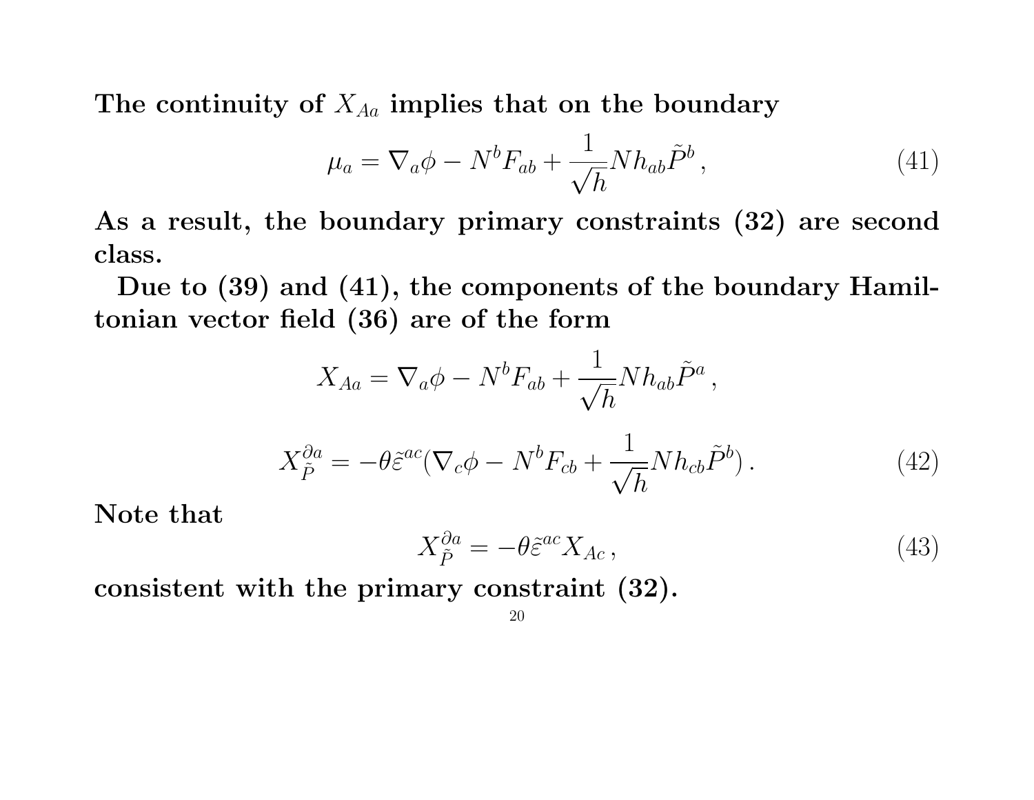**The continuity of $X_{Aa}$ implies that on the boundary**

$$\mu_a = \nabla_a \phi - N^b F_{ab} + \frac{1}{\sqrt{h}} N h_{ab} \tilde{P}^b \,, \tag{41}$$

**As a result, the boundary primary constraints (32) are second class.**

**Due to (39) and (41), the components of the boundary Hamiltonian vector field (36) are of the form**

$$X_{Aa} = \nabla_a \phi - N^b F_{ab} + \frac{1}{\sqrt{h}} N h_{ab} \tilde{P}^a \,,$$

$$X^{\partial a}_{\tilde{P}} = -\theta \tilde{\varepsilon}^{ac} (\nabla_c \phi - N^b F_{cb} + \frac{1}{\sqrt{h}} N h_{cb} \tilde{P}^b) \,. \tag{42}$$

**Note that**

$$X^{\partial a}_{\tilde{P}} = -\theta \tilde{\varepsilon}^{ac} X_{Ac} \,, \tag{43}$$

**consistent with the primary constraint (32).**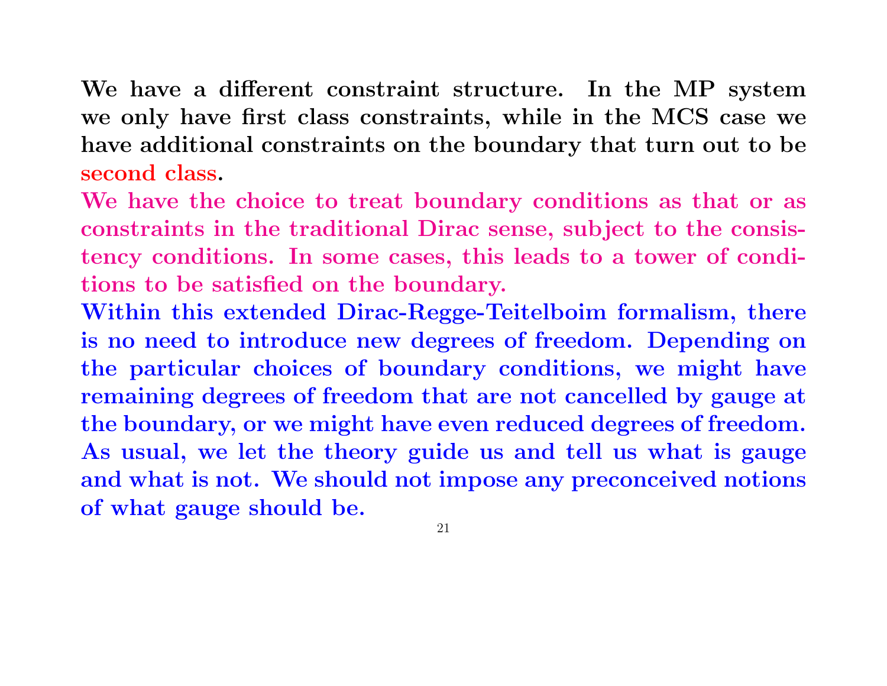**We have a different constraint structure. In the MP system we only have first class constraints, while in the MCS case we have additional constraints on the boundary that turn out to be second class.**

**We have the choice to treat boundary conditions as that or as constraints in the traditional Dirac sense, subject to the consistency conditions. In some cases, this leads to a tower of conditions to be satisfied on the boundary.**

**Within this extended Dirac-Regge-Teitelboim formalism, there is no need to introduce new degrees of freedom. Depending on the particular choices of boundary conditions, we might have remaining degrees of freedom that are not cancelled by gauge at the boundary, or we might have even reduced degrees of freedom. As usual, we let the theory guide us and tell us what is gauge and what is not. We should not impose any preconceived notions of what gauge should be.**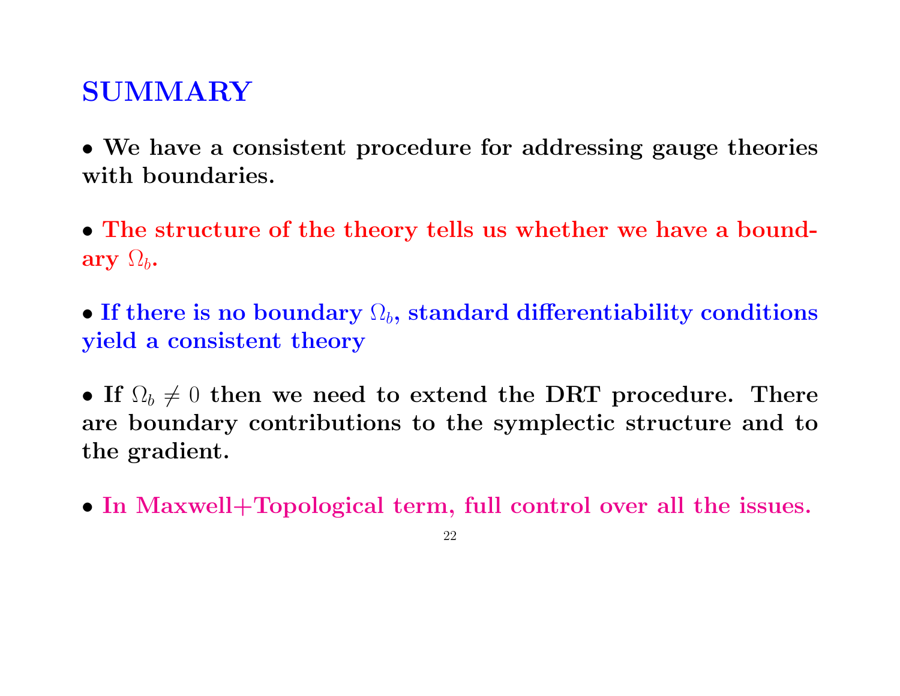# SUMMARY

- **We have a consistent procedure for addressing gauge theories with boundaries.**

- **The structure of the theory tells us whether we have a boundary $\Omega_b$.**

- **If there is no boundary $\Omega_b$, standard differentiability conditions yield a consistent theory**

- **If $\Omega_b \neq 0$ then we need to extend the DRT procedure. There are boundary contributions to the symplectic structure and to the gradient.**

- **In Maxwell+Topological term, full control over all the issues.**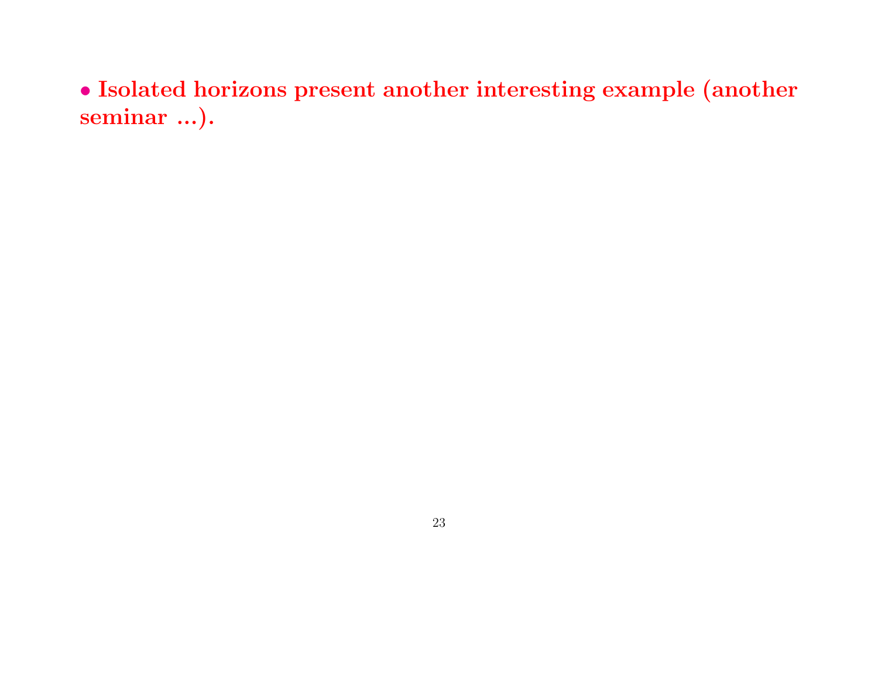- **Isolated horizons present another interesting example (another seminar ...).**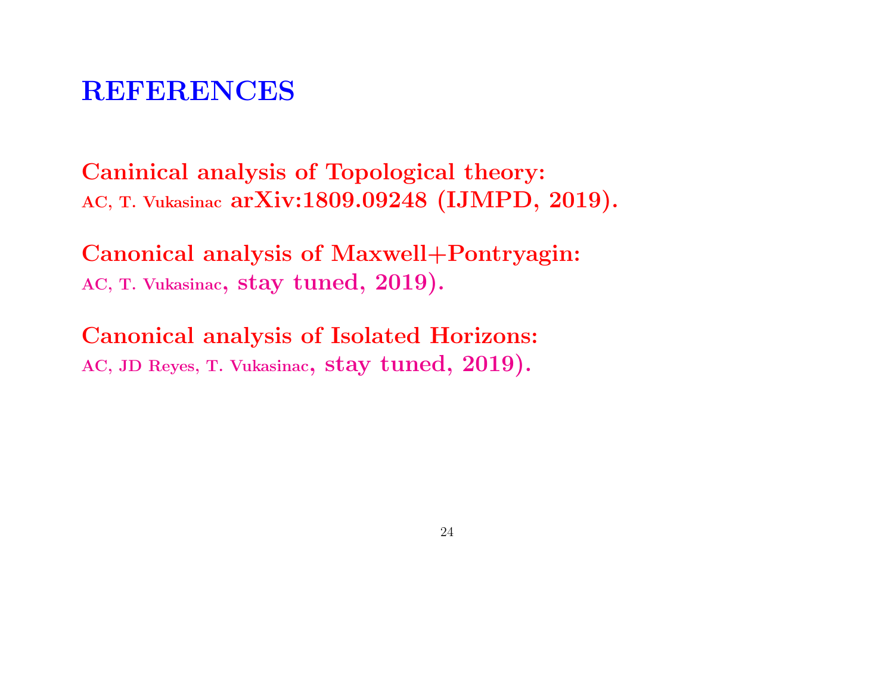# REFERENCES

**Caninical analysis of Topological theory:**
AC, T. Vukasinac **arXiv:1809.09248 (IJMPD, 2019).**

**Canonical analysis of Maxwell+Pontryagin:**
AC, T. Vukasinac, **stay tuned, 2019).**

**Canonical analysis of Isolated Horizons:**
AC, JD Reyes, T. Vukasinac, **stay tuned, 2019).**